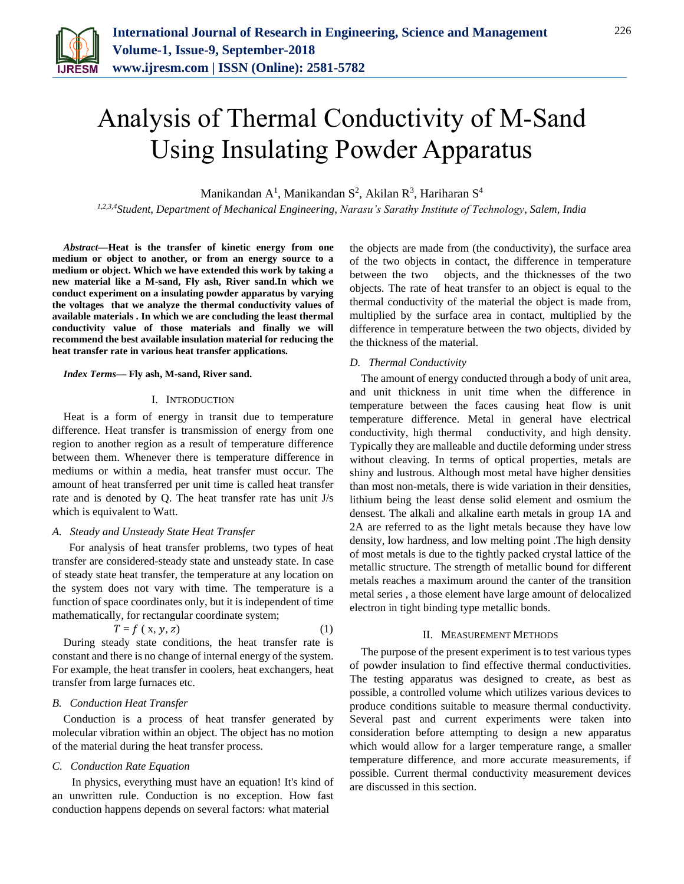# Analysis of Thermal Conductivity of M-Sand Using Insulating Powder Apparatus

Manikandan A[1], Manikandan S[2], Akilan R[3], Hariharan S[4]

[1,2,3,4]*Student, Department of Mechanical Engineering, Narasu's Sarathy Institute of Technology, Salem, India*

***Abstract*—Heat is the transfer of kinetic energy from one medium or object to another, or from an energy source to a medium or object. Which we have extended this work by taking a new material like a M-sand, Fly ash, River sand.In which we conduct experiment on a insulating powder apparatus by varying the voltages that we analyze the thermal conductivity values of available materials . In which we are concluding the least thermal conductivity value of those materials and finally we will recommend the best available insulation material for reducing the heat transfer rate in various heat transfer applications.**

***Index Terms*— Fly ash, M-sand, River sand.**

## I. Introduction

Heat is a form of energy in transit due to temperature difference. Heat transfer is transmission of energy from one region to another region as a result of temperature difference between them. Whenever there is temperature difference in mediums or within a media, heat transfer must occur. The amount of heat transferred per unit time is called heat transfer rate and is denoted by Q. The heat transfer rate has unit J/s which is equivalent to Watt.

### *A. Steady and Unsteady State Heat Transfer*

For analysis of heat transfer problems, two types of heat transfer are considered-steady state and unsteady state. In case of steady state heat transfer, the temperature at any location on the system does not vary with time. The temperature is a function of space coordinates only, but it is independent of time mathematically, for rectangular coordinate system;

$$T = f\,(x, y, z) \tag{1}$$

During steady state conditions, the heat transfer rate is constant and there is no change of internal energy of the system. For example, the heat transfer in coolers, heat exchangers, heat transfer from large furnaces etc.

### *B. Conduction Heat Transfer*

Conduction is a process of heat transfer generated by molecular vibration within an object. The object has no motion of the material during the heat transfer process.

### *C. Conduction Rate Equation*

In physics, everything must have an equation! It's kind of an unwritten rule. Conduction is no exception. How fast conduction happens depends on several factors: what material the objects are made from (the conductivity), the surface area of the two objects in contact, the difference in temperature between the two objects, and the thicknesses of the two objects. The rate of heat transfer to an object is equal to the thermal conductivity of the material the object is made from, multiplied by the surface area in contact, multiplied by the difference in temperature between the two objects, divided by the thickness of the material.

### *D. Thermal Conductivity*

The amount of energy conducted through a body of unit area, and unit thickness in unit time when the difference in temperature between the faces causing heat flow is unit temperature difference. Metal in general have electrical conductivity, high thermal conductivity, and high density. Typically they are malleable and ductile deforming under stress without cleaving. In terms of optical properties, metals are shiny and lustrous. Although most metal have higher densities than most non-metals, there is wide variation in their densities, lithium being the least dense solid element and osmium the densest. The alkali and alkaline earth metals in group 1A and 2A are referred to as the light metals because they have low density, low hardness, and low melting point .The high density of most metals is due to the tightly packed crystal lattice of the metallic structure. The strength of metallic bound for different metals reaches a maximum around the canter of the transition metal series , a those element have large amount of delocalized electron in tight binding type metallic bonds.

## II. Measurement Methods

The purpose of the present experiment is to test various types of powder insulation to find effective thermal conductivities. The testing apparatus was designed to create, as best as possible, a controlled volume which utilizes various devices to produce conditions suitable to measure thermal conductivity. Several past and current experiments were taken into consideration before attempting to design a new apparatus which would allow for a larger temperature range, a smaller temperature difference, and more accurate measurements, if possible. Current thermal conductivity measurement devices are discussed in this section.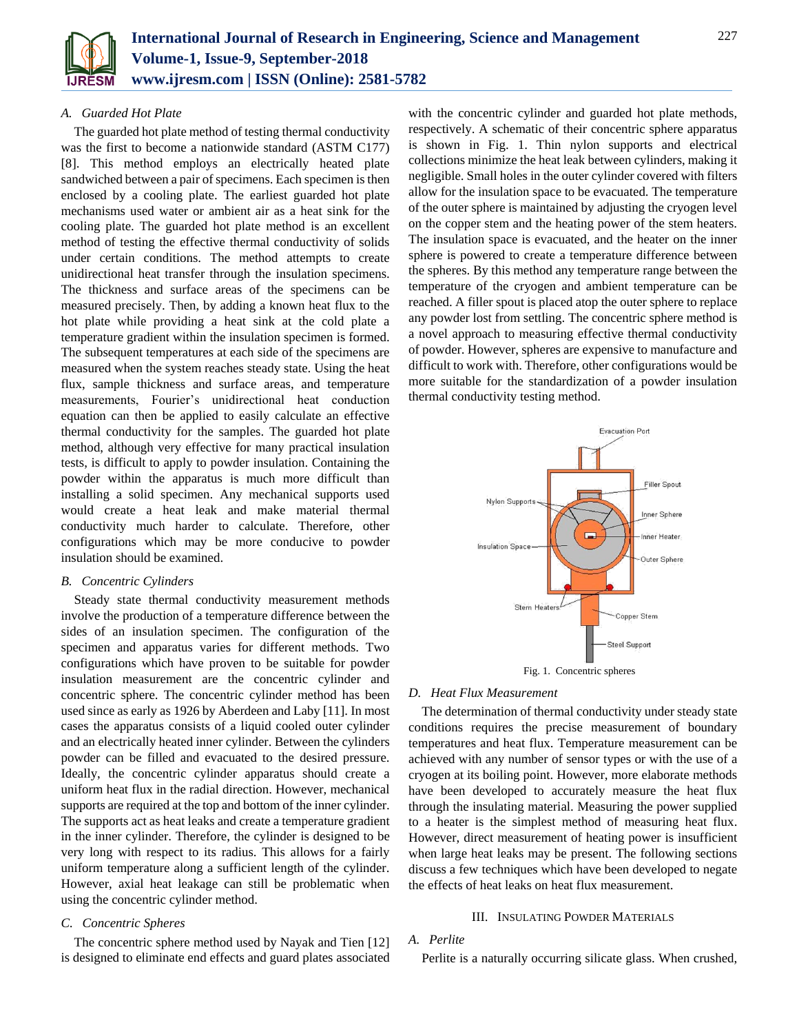### A. Guarded Hot Plate

The guarded hot plate method of testing thermal conductivity was the first to become a nationwide standard (ASTM C177) [8]. This method employs an electrically heated plate sandwiched between a pair of specimens. Each specimen is then enclosed by a cooling plate. The earliest guarded hot plate mechanisms used water or ambient air as a heat sink for the cooling plate. The guarded hot plate method is an excellent method of testing the effective thermal conductivity of solids under certain conditions. The method attempts to create unidirectional heat transfer through the insulation specimens. The thickness and surface areas of the specimens can be measured precisely. Then, by adding a known heat flux to the hot plate while providing a heat sink at the cold plate a temperature gradient within the insulation specimen is formed. The subsequent temperatures at each side of the specimens are measured when the system reaches steady state. Using the heat flux, sample thickness and surface areas, and temperature measurements, Fourier's unidirectional heat conduction equation can then be applied to easily calculate an effective thermal conductivity for the samples. The guarded hot plate method, although very effective for many practical insulation tests, is difficult to apply to powder insulation. Containing the powder within the apparatus is much more difficult than installing a solid specimen. Any mechanical supports used would create a heat leak and make material thermal conductivity much harder to calculate. Therefore, other configurations which may be more conducive to powder insulation should be examined.

### B. Concentric Cylinders

Steady state thermal conductivity measurement methods involve the production of a temperature difference between the sides of an insulation specimen. The configuration of the specimen and apparatus varies for different methods. Two configurations which have proven to be suitable for powder insulation measurement are the concentric cylinder and concentric sphere. The concentric cylinder method has been used since as early as 1926 by Aberdeen and Laby [11]. In most cases the apparatus consists of a liquid cooled outer cylinder and an electrically heated inner cylinder. Between the cylinders powder can be filled and evacuated to the desired pressure. Ideally, the concentric cylinder apparatus should create a uniform heat flux in the radial direction. However, mechanical supports are required at the top and bottom of the inner cylinder. The supports act as heat leaks and create a temperature gradient in the inner cylinder. Therefore, the cylinder is designed to be very long with respect to its radius. This allows for a fairly uniform temperature along a sufficient length of the cylinder. However, axial heat leakage can still be problematic when using the concentric cylinder method.

### C. Concentric Spheres

The concentric sphere method used by Nayak and Tien [12] is designed to eliminate end effects and guard plates associated with the concentric cylinder and guarded hot plate methods, respectively. A schematic of their concentric sphere apparatus is shown in Fig. 1. Thin nylon supports and electrical collections minimize the heat leak between cylinders, making it negligible. Small holes in the outer cylinder covered with filters allow for the insulation space to be evacuated. The temperature of the outer sphere is maintained by adjusting the cryogen level on the copper stem and the heating power of the stem heaters. The insulation space is evacuated, and the heater on the inner sphere is powered to create a temperature difference between the spheres. By this method any temperature range between the temperature of the cryogen and ambient temperature can be reached. A filler spout is placed atop the outer sphere to replace any powder lost from settling. The concentric sphere method is a novel approach to measuring effective thermal conductivity of powder. However, spheres are expensive to manufacture and difficult to work with. Therefore, other configurations would be more suitable for the standardization of a powder insulation thermal conductivity testing method.

Fig. 1. Concentric spheres

### D. Heat Flux Measurement

The determination of thermal conductivity under steady state conditions requires the precise measurement of boundary temperatures and heat flux. Temperature measurement can be achieved with any number of sensor types or with the use of a cryogen at its boiling point. However, more elaborate methods have been developed to accurately measure the heat flux through the insulating material. Measuring the power supplied to a heater is the simplest method of measuring heat flux. However, direct measurement of heating power is insufficient when large heat leaks may be present. The following sections discuss a few techniques which have been developed to negate the effects of heat leaks on heat flux measurement.

## III. Insulating Powder Materials

### A. Perlite

Perlite is a naturally occurring silicate glass. When crushed,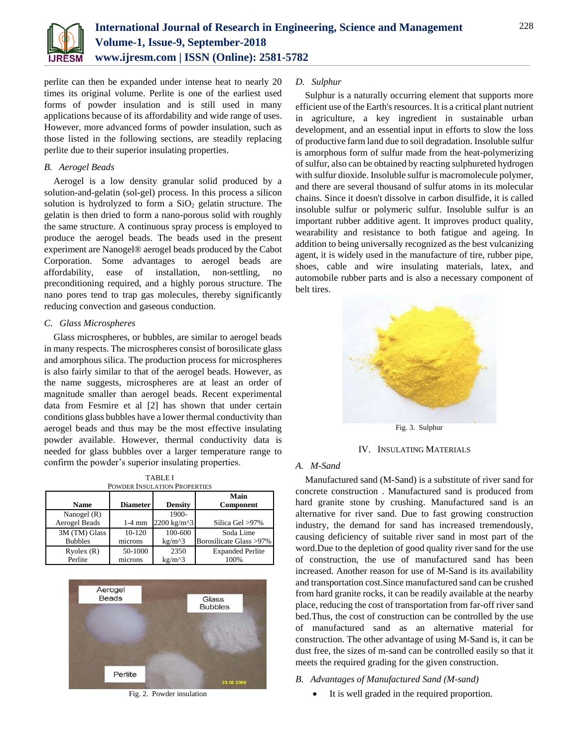perlite can then be expanded under intense heat to nearly 20 times its original volume. Perlite is one of the earliest used forms of powder insulation and is still used in many applications because of its affordability and wide range of uses. However, more advanced forms of powder insulation, such as those listed in the following sections, are steadily replacing perlite due to their superior insulating properties.

### *B. Aerogel Beads*

Aerogel is a low density granular solid produced by a solution-and-gelatin (sol-gel) process. In this process a silicon solution is hydrolyzed to form a $SiO_2$ gelatin structure. The gelatin is then dried to form a nano-porous solid with roughly the same structure. A continuous spray process is employed to produce the aerogel beads. The beads used in the present experiment are Nanogel® aerogel beads produced by the Cabot Corporation. Some advantages to aerogel beads are affordability, ease of installation, non-settling, no preconditioning required, and a highly porous structure. The nano pores tend to trap gas molecules, thereby significantly reducing convection and gaseous conduction.

### *C. Glass Microspheres*

Glass microspheres, or bubbles, are similar to aerogel beads in many respects. The microspheres consist of borosilicate glass and amorphous silica. The production process for microspheres is also fairly similar to that of the aerogel beads. However, as the name suggests, microspheres are at least an order of magnitude smaller than aerogel beads. Recent experimental data from Fesmire et al [2] has shown that under certain conditions glass bubbles have a lower thermal conductivity than aerogel beads and thus may be the most effective insulating powder available. However, thermal conductivity data is needed for glass bubbles over a larger temperature range to confirm the powder's superior insulating properties.

TABLE I
POWDER INSULATION PROPERTIES

| Name | Diameter | Density | Main Component |
|---|---|---|---|
| Nanogel (R) Aerogel Beads | 1-4 mm | 1900-2200 kg/m^3 | Silica Gel >97% |
| 3M (TM) Glass Bubbles | 10-120 microns | 100-600 kg/m^3 | Soda Lime Borosilicate Glass >97% |
| Ryolex (R) Perlite | 50-1000 microns | 2350 kg/m^3 | Expanded Perlite 100% |

Fig. 2. Powder insulation

### *D. Sulphur*

Sulphur is a naturally occurring element that supports more efficient use of the Earth's resources. It is a critical plant nutrient in agriculture, a key ingredient in sustainable urban development, and an essential input in efforts to slow the loss of productive farm land due to soil degradation. Insoluble sulfur is amorphous form of sulfur made from the heat-polymerizing of sulfur, also can be obtained by reacting sulphureted hydrogen with sulfur dioxide. Insoluble sulfur is macromolecule polymer, and there are several thousand of sulfur atoms in its molecular chains. Since it doesn't dissolve in carbon disulfide, it is called insoluble sulfur or polymeric sulfur. Insoluble sulfur is an important rubber additive agent. It improves product quality, wearability and resistance to both fatigue and ageing. In addition to being universally recognized as the best vulcanizing agent, it is widely used in the manufacture of tire, rubber pipe, shoes, cable and wire insulating materials, latex, and automobile rubber parts and is also a necessary component of belt tires.

Fig. 3. Sulphur

## IV. INSULATING MATERIALS

### *A. M-Sand*

Manufactured sand (M-Sand) is a substitute of river sand for concrete construction . Manufactured sand is produced from hard granite stone by crushing. Manufactured sand is an alternative for river sand. Due to fast growing construction industry, the demand for sand has increased tremendously, causing deficiency of suitable river sand in most part of the word.Due to the depletion of good quality river sand for the use of construction, the use of manufactured sand has been increased. Another reason for use of M-Sand is its availability and transportation cost.Since manufactured sand can be crushed from hard granite rocks, it can be readily available at the nearby place, reducing the cost of transportation from far-off river sand bed.Thus, the cost of construction can be controlled by the use of manufactured sand as an alternative material for construction. The other advantage of using M-Sand is, it can be dust free, the sizes of m-sand can be controlled easily so that it meets the required grading for the given construction.

### *B. Advantages of Manufactured Sand (M-sand)*

- It is well graded in the required proportion.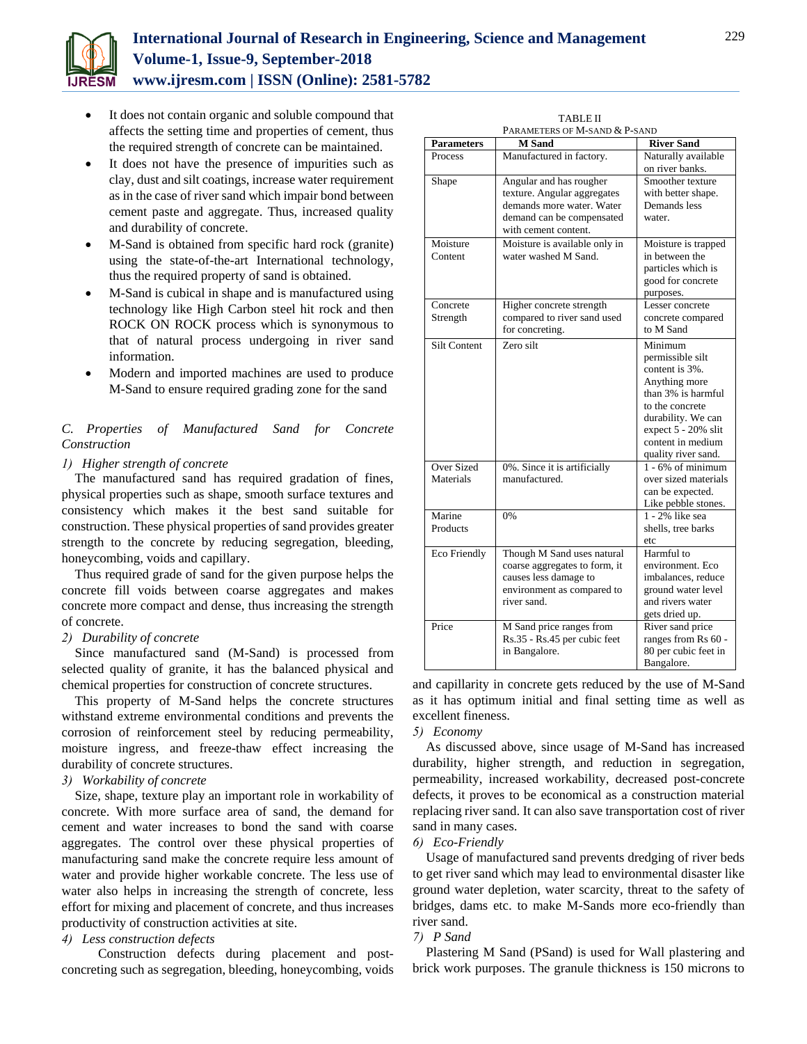- It does not contain organic and soluble compound that affects the setting time and properties of cement, thus the required strength of concrete can be maintained.
- It does not have the presence of impurities such as clay, dust and silt coatings, increase water requirement as in the case of river sand which impair bond between cement paste and aggregate. Thus, increased quality and durability of concrete.
- M-Sand is obtained from specific hard rock (granite) using the state-of-the-art International technology, thus the required property of sand is obtained.
- M-Sand is cubical in shape and is manufactured using technology like High Carbon steel hit rock and then ROCK ON ROCK process which is synonymous to that of natural process undergoing in river sand information.
- Modern and imported machines are used to produce M-Sand to ensure required grading zone for the sand

### *C. Properties of Manufactured Sand for Concrete Construction*

#### *1) Higher strength of concrete*

The manufactured sand has required gradation of fines, physical properties such as shape, smooth surface textures and consistency which makes it the best sand suitable for construction. These physical properties of sand provides greater strength to the concrete by reducing segregation, bleeding, honeycombing, voids and capillary.

Thus required grade of sand for the given purpose helps the concrete fill voids between coarse aggregates and makes concrete more compact and dense, thus increasing the strength of concrete.

#### *2) Durability of concrete*

Since manufactured sand (M-Sand) is processed from selected quality of granite, it has the balanced physical and chemical properties for construction of concrete structures.

This property of M-Sand helps the concrete structures withstand extreme environmental conditions and prevents the corrosion of reinforcement steel by reducing permeability, moisture ingress, and freeze-thaw effect increasing the durability of concrete structures.

#### *3) Workability of concrete*

Size, shape, texture play an important role in workability of concrete. With more surface area of sand, the demand for cement and water increases to bond the sand with coarse aggregates. The control over these physical properties of manufacturing sand make the concrete require less amount of water and provide higher workable concrete. The less use of water also helps in increasing the strength of concrete, less effort for mixing and placement of concrete, and thus increases productivity of construction activities at site.

#### *4) Less construction defects*

Construction defects during placement and post-concreting such as segregation, bleeding, honeycombing, voids and capillarity in concrete gets reduced by the use of M-Sand as it has optimum initial and final setting time as well as excellent fineness.

TABLE II
PARAMETERS OF M-SAND & P-SAND

| Parameters | M Sand | River Sand |
|---|---|---|
| Process | Manufactured in factory. | Naturally available on river banks. |
| Shape | Angular and has rougher texture. Angular aggregates demands more water. Water demand can be compensated with cement content. | Smoother texture with better shape. Demands less water. |
| Moisture Content | Moisture is available only in water washed M Sand. | Moisture is trapped in between the particles which is good for concrete purposes. |
| Concrete Strength | Higher concrete strength compared to river sand used for concreting. | Lesser concrete concrete compared to M Sand |
| Silt Content | Zero silt | Minimum permissible silt content is 3%. Anything more than 3% is harmful to the concrete durability. We can expect 5 - 20% slit content in medium quality river sand. |
| Over Sized Materials | 0%. Since it is artificially manufactured. | 1 - 6% of minimum over sized materials can be expected. Like pebble stones. |
| Marine Products | 0% | 1 - 2% like sea shells, tree barks etc |
| Eco Friendly | Though M Sand uses natural coarse aggregates to form, it causes less damage to environment as compared to river sand. | Harmful to environment. Eco imbalances, reduce ground water level and rivers water gets dried up. |
| Price | M Sand price ranges from Rs.35 - Rs.45 per cubic feet in Bangalore. | River sand price ranges from Rs 60 - 80 per cubic feet in Bangalore. |

#### *5) Economy*

As discussed above, since usage of M-Sand has increased durability, higher strength, and reduction in segregation, permeability, increased workability, decreased post-concrete defects, it proves to be economical as a construction material replacing river sand. It can also save transportation cost of river sand in many cases.

#### *6) Eco-Friendly*

Usage of manufactured sand prevents dredging of river beds to get river sand which may lead to environmental disaster like ground water depletion, water scarcity, threat to the safety of bridges, dams etc. to make M-Sands more eco-friendly than river sand.

#### *7) P Sand*

Plastering M Sand (PSand) is used for Wall plastering and brick work purposes. The granule thickness is 150 microns to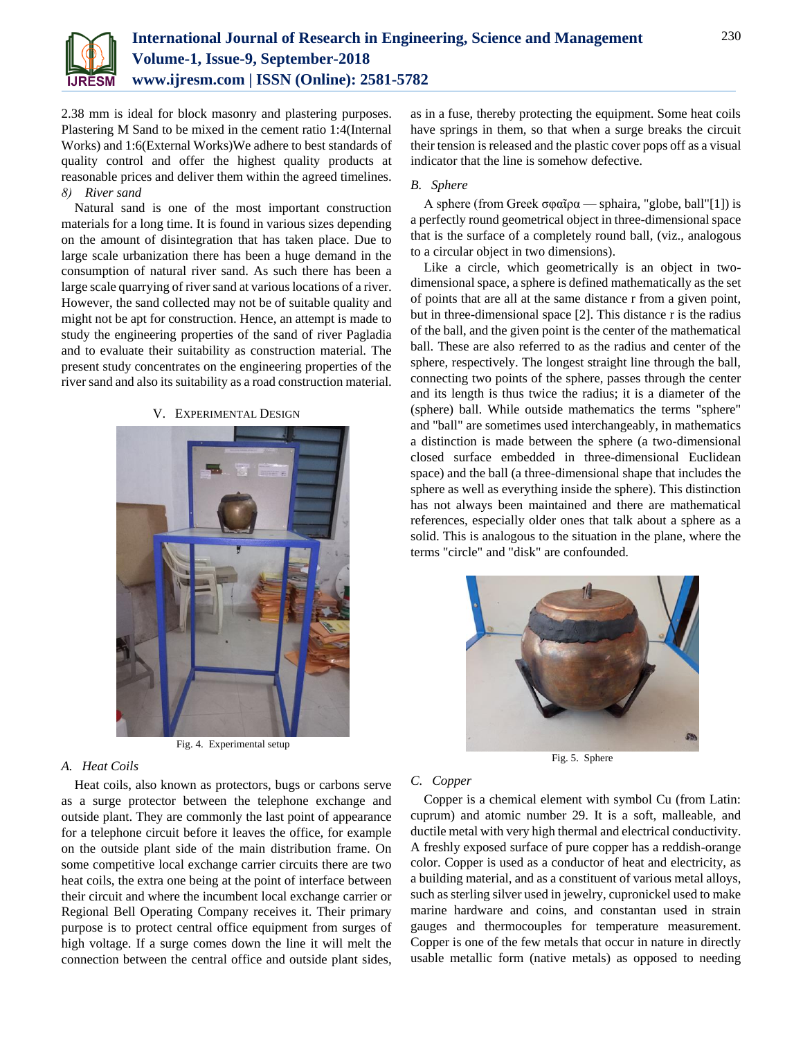2.38 mm is ideal for block masonry and plastering purposes. Plastering M Sand to be mixed in the cement ratio 1:4(Internal Works) and 1:6(External Works)We adhere to best standards of quality control and offer the highest quality products at reasonable prices and deliver them within the agreed timelines.

*8) River sand*

Natural sand is one of the most important construction materials for a long time. It is found in various sizes depending on the amount of disintegration that has taken place. Due to large scale urbanization there has been a huge demand in the consumption of natural river sand. As such there has been a large scale quarrying of river sand at various locations of a river. However, the sand collected may not be of suitable quality and might not be apt for construction. Hence, an attempt is made to study the engineering properties of the sand of river Pagladia and to evaluate their suitability as construction material. The present study concentrates on the engineering properties of the river sand and also its suitability as a road construction material.

## V. EXPERIMENTAL DESIGN

Fig. 4. Experimental setup

### A. Heat Coils

Heat coils, also known as protectors, bugs or carbons serve as a surge protector between the telephone exchange and outside plant. They are commonly the last point of appearance for a telephone circuit before it leaves the office, for example on the outside plant side of the main distribution frame. On some competitive local exchange carrier circuits there are two heat coils, the extra one being at the point of interface between their circuit and where the incumbent local exchange carrier or Regional Bell Operating Company receives it. Their primary purpose is to protect central office equipment from surges of high voltage. If a surge comes down the line it will melt the connection between the central office and outside plant sides, as in a fuse, thereby protecting the equipment. Some heat coils have springs in them, so that when a surge breaks the circuit their tension is released and the plastic cover pops off as a visual indicator that the line is somehow defective.

### B. Sphere

A sphere (from Greek σφαῖρα — sphaira, "globe, ball"[1]) is a perfectly round geometrical object in three-dimensional space that is the surface of a completely round ball, (viz., analogous to a circular object in two dimensions).

Like a circle, which geometrically is an object in two-dimensional space, a sphere is defined mathematically as the set of points that are all at the same distance r from a given point, but in three-dimensional space [2]. This distance r is the radius of the ball, and the given point is the center of the mathematical ball. These are also referred to as the radius and center of the sphere, respectively. The longest straight line through the ball, connecting two points of the sphere, passes through the center and its length is thus twice the radius; it is a diameter of the (sphere) ball. While outside mathematics the terms "sphere" and "ball" are sometimes used interchangeably, in mathematics a distinction is made between the sphere (a two-dimensional closed surface embedded in three-dimensional Euclidean space) and the ball (a three-dimensional shape that includes the sphere as well as everything inside the sphere). This distinction has not always been maintained and there are mathematical references, especially older ones that talk about a sphere as a solid. This is analogous to the situation in the plane, where the terms "circle" and "disk" are confounded.

Fig. 5. Sphere

### C. Copper

Copper is a chemical element with symbol Cu (from Latin: cuprum) and atomic number 29. It is a soft, malleable, and ductile metal with very high thermal and electrical conductivity. A freshly exposed surface of pure copper has a reddish-orange color. Copper is used as a conductor of heat and electricity, as a building material, and as a constituent of various metal alloys, such as sterling silver used in jewelry, cupronickel used to make marine hardware and coins, and constantan used in strain gauges and thermocouples for temperature measurement. Copper is one of the few metals that occur in nature in directly usable metallic form (native metals) as opposed to needing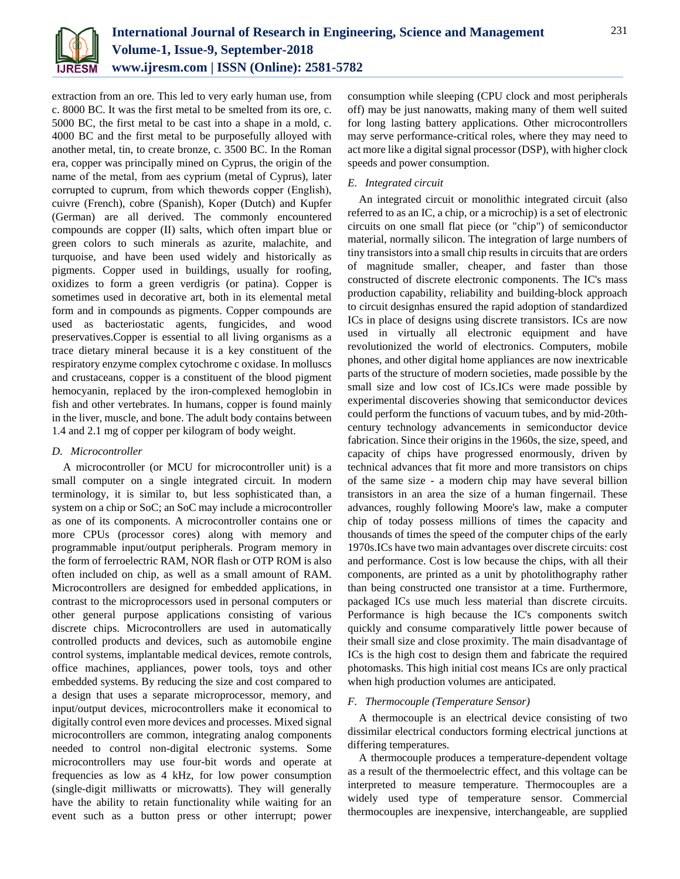extraction from an ore. This led to very early human use, from c. 8000 BC. It was the first metal to be smelted from its ore, c. 5000 BC, the first metal to be cast into a shape in a mold, c. 4000 BC and the first metal to be purposefully alloyed with another metal, tin, to create bronze, c. 3500 BC. In the Roman era, copper was principally mined on Cyprus, the origin of the name of the metal, from aes cyprium (metal of Cyprus), later corrupted to cuprum, from which thewords copper (English), cuivre (French), cobre (Spanish), Koper (Dutch) and Kupfer (German) are all derived. The commonly encountered compounds are copper (II) salts, which often impart blue or green colors to such minerals as azurite, malachite, and turquoise, and have been used widely and historically as pigments. Copper used in buildings, usually for roofing, oxidizes to form a green verdigris (or patina). Copper is sometimes used in decorative art, both in its elemental metal form and in compounds as pigments. Copper compounds are used as bacteriostatic agents, fungicides, and wood preservatives.Copper is essential to all living organisms as a trace dietary mineral because it is a key constituent of the respiratory enzyme complex cytochrome c oxidase. In molluscs and crustaceans, copper is a constituent of the blood pigment hemocyanin, replaced by the iron-complexed hemoglobin in fish and other vertebrates. In humans, copper is found mainly in the liver, muscle, and bone. The adult body contains between 1.4 and 2.1 mg of copper per kilogram of body weight.

### *D. Microcontroller*

A microcontroller (or MCU for microcontroller unit) is a small computer on a single integrated circuit. In modern terminology, it is similar to, but less sophisticated than, a system on a chip or SoC; an SoC may include a microcontroller as one of its components. A microcontroller contains one or more CPUs (processor cores) along with memory and programmable input/output peripherals. Program memory in the form of ferroelectric RAM, NOR flash or OTP ROM is also often included on chip, as well as a small amount of RAM. Microcontrollers are designed for embedded applications, in contrast to the microprocessors used in personal computers or other general purpose applications consisting of various discrete chips. Microcontrollers are used in automatically controlled products and devices, such as automobile engine control systems, implantable medical devices, remote controls, office machines, appliances, power tools, toys and other embedded systems. By reducing the size and cost compared to a design that uses a separate microprocessor, memory, and input/output devices, microcontrollers make it economical to digitally control even more devices and processes. Mixed signal microcontrollers are common, integrating analog components needed to control non-digital electronic systems. Some microcontrollers may use four-bit words and operate at frequencies as low as 4 kHz, for low power consumption (single-digit milliwatts or microwatts). They will generally have the ability to retain functionality while waiting for an event such as a button press or other interrupt; power consumption while sleeping (CPU clock and most peripherals off) may be just nanowatts, making many of them well suited for long lasting battery applications. Other microcontrollers may serve performance-critical roles, where they may need to act more like a digital signal processor (DSP), with higher clock speeds and power consumption.

### *E. Integrated circuit*

An integrated circuit or monolithic integrated circuit (also referred to as an IC, a chip, or a microchip) is a set of electronic circuits on one small flat piece (or "chip") of semiconductor material, normally silicon. The integration of large numbers of tiny transistors into a small chip results in circuits that are orders of magnitude smaller, cheaper, and faster than those constructed of discrete electronic components. The IC's mass production capability, reliability and building-block approach to circuit designhas ensured the rapid adoption of standardized ICs in place of designs using discrete transistors. ICs are now used in virtually all electronic equipment and have revolutionized the world of electronics. Computers, mobile phones, and other digital home appliances are now inextricable parts of the structure of modern societies, made possible by the small size and low cost of ICs.ICs were made possible by experimental discoveries showing that semiconductor devices could perform the functions of vacuum tubes, and by mid-20th-century technology advancements in semiconductor device fabrication. Since their origins in the 1960s, the size, speed, and capacity of chips have progressed enormously, driven by technical advances that fit more and more transistors on chips of the same size - a modern chip may have several billion transistors in an area the size of a human fingernail. These advances, roughly following Moore's law, make a computer chip of today possess millions of times the capacity and thousands of times the speed of the computer chips of the early 1970s.ICs have two main advantages over discrete circuits: cost and performance. Cost is low because the chips, with all their components, are printed as a unit by photolithography rather than being constructed one transistor at a time. Furthermore, packaged ICs use much less material than discrete circuits. Performance is high because the IC's components switch quickly and consume comparatively little power because of their small size and close proximity. The main disadvantage of ICs is the high cost to design them and fabricate the required photomasks. This high initial cost means ICs are only practical when high production volumes are anticipated.

### *F. Thermocouple (Temperature Sensor)*

A thermocouple is an electrical device consisting of two dissimilar electrical conductors forming electrical junctions at differing temperatures.

A thermocouple produces a temperature-dependent voltage as a result of the thermoelectric effect, and this voltage can be interpreted to measure temperature. Thermocouples are a widely used type of temperature sensor. Commercial thermocouples are inexpensive, interchangeable, are supplied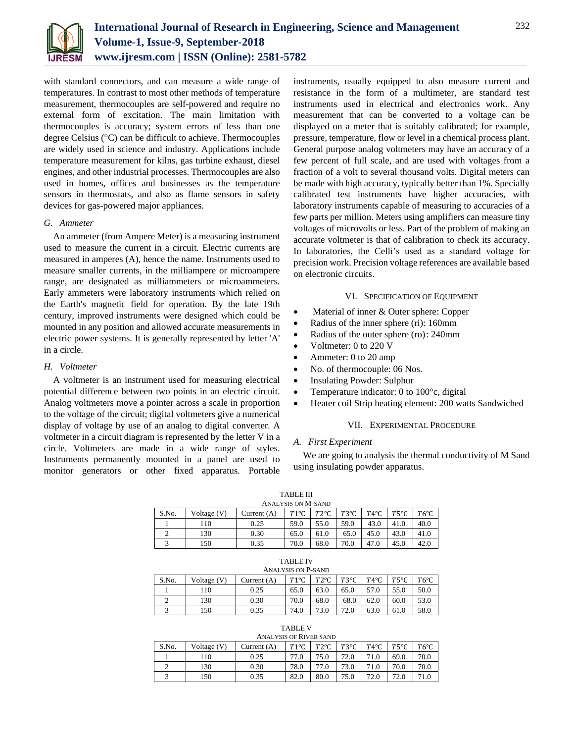with standard connectors, and can measure a wide range of temperatures. In contrast to most other methods of temperature measurement, thermocouples are self-powered and require no external form of excitation. The main limitation with thermocouples is accuracy; system errors of less than one degree Celsius (°C) can be difficult to achieve. Thermocouples are widely used in science and industry. Applications include temperature measurement for kilns, gas turbine exhaust, diesel engines, and other industrial processes. Thermocouples are also used in homes, offices and businesses as the temperature sensors in thermostats, and also as flame sensors in safety devices for gas-powered major appliances.

### G. Ammeter

An ammeter (from Ampere Meter) is a measuring instrument used to measure the current in a circuit. Electric currents are measured in amperes (A), hence the name. Instruments used to measure smaller currents, in the milliampere or microampere range, are designated as milliammeters or microammeters. Early ammeters were laboratory instruments which relied on the Earth's magnetic field for operation. By the late 19th century, improved instruments were designed which could be mounted in any position and allowed accurate measurements in electric power systems. It is generally represented by letter 'A' in a circle.

### H. Voltmeter

A voltmeter is an instrument used for measuring electrical potential difference between two points in an electric circuit. Analog voltmeters move a pointer across a scale in proportion to the voltage of the circuit; digital voltmeters give a numerical display of voltage by use of an analog to digital converter. A voltmeter in a circuit diagram is represented by the letter V in a circle. Voltmeters are made in a wide range of styles. Instruments permanently mounted in a panel are used to monitor generators or other fixed apparatus. Portable instruments, usually equipped to also measure current and resistance in the form of a multimeter, are standard test instruments used in electrical and electronics work. Any measurement that can be converted to a voltage can be displayed on a meter that is suitably calibrated; for example, pressure, temperature, flow or level in a chemical process plant. General purpose analog voltmeters may have an accuracy of a few percent of full scale, and are used with voltages from a fraction of a volt to several thousand volts. Digital meters can be made with high accuracy, typically better than 1%. Specially calibrated test instruments have higher accuracies, with laboratory instruments capable of measuring to accuracies of a few parts per million. Meters using amplifiers can measure tiny voltages of microvolts or less. Part of the problem of making an accurate voltmeter is that of calibration to check its accuracy. In laboratories, the Celli's used as a standard voltage for precision work. Precision voltage references are available based on electronic circuits.

## VI. Specification of Equipment

- Material of inner & Outer sphere: Copper
- Radius of the inner sphere (ri): 160mm
- Radius of the outer sphere (ro): 240mm
- Voltmeter: 0 to 220 V
- Ammeter: 0 to 20 amp
- No. of thermocouple: 06 Nos.
- Insulating Powder: Sulphur
- Temperature indicator: 0 to 100°c, digital
- Heater coil Strip heating element: 200 watts Sandwiched

## VII. Experimental Procedure

### A. First Experiment

We are going to analysis the thermal conductivity of M Sand using insulating powder apparatus.

TABLE III
ANALYSIS ON M-SAND

| S.No. | Voltage (V) | Current (A) | T1°C | T2°C | T3°C | T4°C | T5°C | T6°C |
|---|---|---|---|---|---|---|---|---|
| 1 | 110 | 0.25 | 59.0 | 55.0 | 59.0 | 43.0 | 41.0 | 40.0 |
| 2 | 130 | 0.30 | 65.0 | 61.0 | 65.0 | 45.0 | 43.0 | 41.0 |
| 3 | 150 | 0.35 | 70.0 | 68.0 | 70.0 | 47.0 | 45.0 | 42.0 |

TABLE IV
ANALYSIS ON P-SAND

| S.No. | Voltage (V) | Current (A) | T1°C | T2°C | T3°C | T4°C | T5°C | T6°C |
|---|---|---|---|---|---|---|---|---|
| 1 | 110 | 0.25 | 65.0 | 63.0 | 65.0 | 57.0 | 55.0 | 50.0 |
| 2 | 130 | 0.30 | 70.0 | 68.0 | 68.0 | 62.0 | 60.0 | 53.0 |
| 3 | 150 | 0.35 | 74.0 | 73.0 | 72.0 | 63.0 | 61.0 | 58.0 |

TABLE V
ANALYSIS OF RIVER SAND

| S.No. | Voltage (V) | Current (A) | T1°C | T2°C | T3°C | T4°C | T5°C | T6°C |
|---|---|---|---|---|---|---|---|---|
| 1 | 110 | 0.25 | 77.0 | 75.0 | 72.0 | 71.0 | 69.0 | 70.0 |
| 2 | 130 | 0.30 | 78.0 | 77.0 | 73.0 | 71.0 | 70.0 | 70.0 |
| 3 | 150 | 0.35 | 82.0 | 80.0 | 75.0 | 72.0 | 72.0 | 71.0 |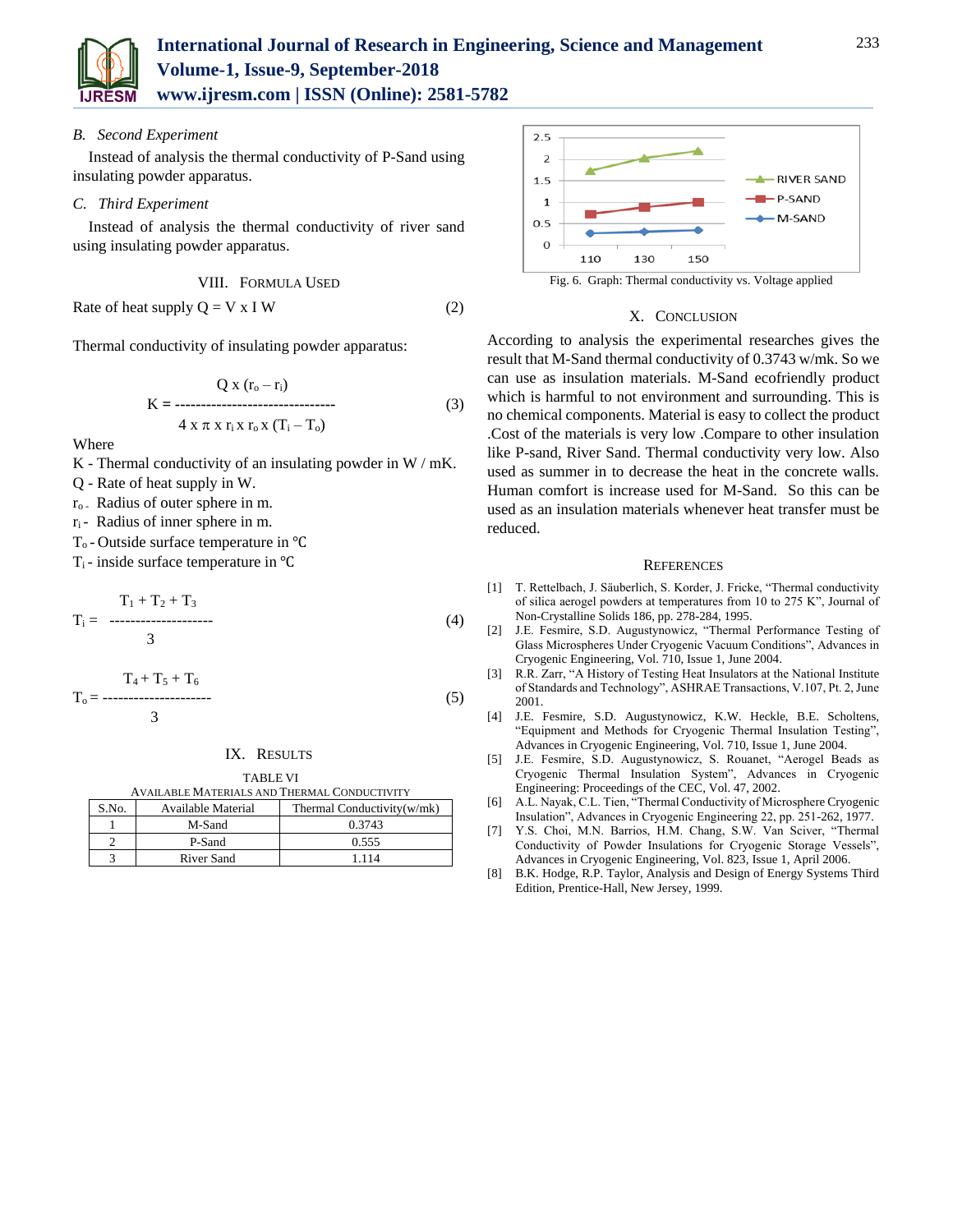### *B. Second Experiment*

Instead of analysis the thermal conductivity of P-Sand using insulating powder apparatus.

### *C. Third Experiment*

Instead of analysis the thermal conductivity of river sand using insulating powder apparatus.

## VIII. FORMULA USED

Rate of heat supply Q = V x I W (2)

Thermal conductivity of insulating powder apparatus:

$$K = \frac{Q \times (r_o - r_i)}{4 \times \pi \times r_i \times r_o \times (T_i - T_o)} \tag{3}$$

Where

K - Thermal conductivity of an insulating powder in W / mK.

Q - Rate of heat supply in W.

$r_o$ - Radius of outer sphere in m.

$r_i$ - Radius of inner sphere in m.

$T_o$ - Outside surface temperature in ℃

$T_i$ - inside surface temperature in ℃

$$T_i = \frac{T_1 + T_2 + T_3}{3} \tag{4}$$

$$T_o = \frac{T_4 + T_5 + T_6}{3} \tag{5}$$

## IX. RESULTS

TABLE VI

AVAILABLE MATERIALS AND THERMAL CONDUCTIVITY

| S.No. | Available Material | Thermal Conductivity(w/mk) |
|---|---|---|
| 1 | M-Sand | 0.3743 |
| 2 | P-Sand | 0.555 |
| 3 | River Sand | 1.114 |

2.5
2
1.5
1
0.5
0
110 130 150
RIVER SAND
P-SAND
M-SAND

Fig. 6. Graph: Thermal conductivity vs. Voltage applied

## X. CONCLUSION

According to analysis the experimental researches gives the result that M-Sand thermal conductivity of 0.3743 w/mk. So we can use as insulation materials. M-Sand ecofriendly product which is harmful to not environment and surrounding. This is no chemical components. Material is easy to collect the product .Cost of the materials is very low .Compare to other insulation like P-sand, River Sand. Thermal conductivity very low. Also used as summer in to decrease the heat in the concrete walls. Human comfort is increase used for M-Sand. So this can be used as an insulation materials whenever heat transfer must be reduced.

## REFERENCES

[1] T. Rettelbach, J. Säuberlich, S. Korder, J. Fricke, "Thermal conductivity of silica aerogel powders at temperatures from 10 to 275 K", Journal of Non-Crystalline Solids 186, pp. 278-284, 1995.

[2] J.E. Fesmire, S.D. Augustynowicz, "Thermal Performance Testing of Glass Microspheres Under Cryogenic Vacuum Conditions", Advances in Cryogenic Engineering, Vol. 710, Issue 1, June 2004.

[3] R.R. Zarr, "A History of Testing Heat Insulators at the National Institute of Standards and Technology", ASHRAE Transactions, V.107, Pt. 2, June 2001.

[4] J.E. Fesmire, S.D. Augustynowicz, K.W. Heckle, B.E. Scholtens, "Equipment and Methods for Cryogenic Thermal Insulation Testing", Advances in Cryogenic Engineering, Vol. 710, Issue 1, June 2004.

[5] J.E. Fesmire, S.D. Augustynowicz, S. Rouanet, "Aerogel Beads as Cryogenic Thermal Insulation System", Advances in Cryogenic Engineering: Proceedings of the CEC, Vol. 47, 2002.

[6] A.L. Nayak, C.L. Tien, "Thermal Conductivity of Microsphere Cryogenic Insulation", Advances in Cryogenic Engineering 22, pp. 251-262, 1977.

[7] Y.S. Choi, M.N. Barrios, H.M. Chang, S.W. Van Sciver, "Thermal Conductivity of Powder Insulations for Cryogenic Storage Vessels", Advances in Cryogenic Engineering, Vol. 823, Issue 1, April 2006.

[8] B.K. Hodge, R.P. Taylor, Analysis and Design of Energy Systems Third Edition, Prentice-Hall, New Jersey, 1999.